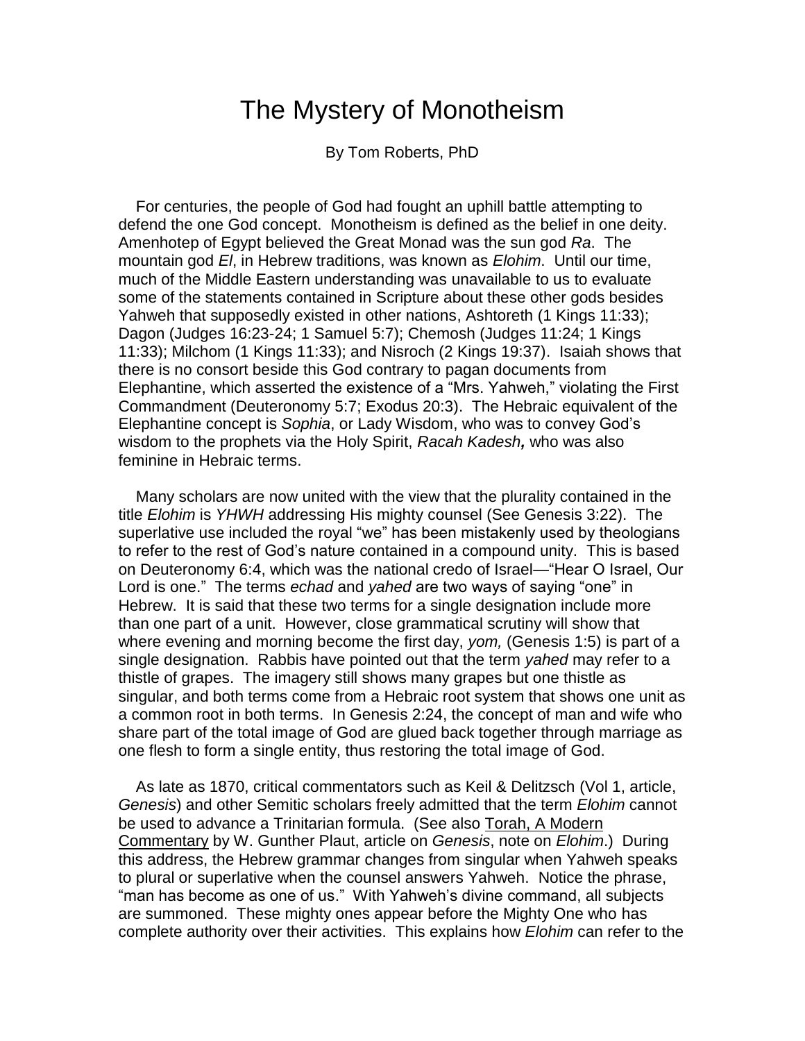# The Mystery of Monotheism

By Tom Roberts, PhD

For centuries, the people of God had fought an uphill battle attempting to defend the one God concept. Monotheism is defined as the belief in one deity. Amenhotep of Egypt believed the Great Monad was the sun god *Ra*. The mountain god *El*, in Hebrew traditions, was known as *Elohim*. Until our time, much of the Middle Eastern understanding was unavailable to us to evaluate some of the statements contained in Scripture about these other gods besides Yahweh that supposedly existed in other nations, Ashtoreth (1 Kings 11:33); Dagon (Judges 16:23-24; 1 Samuel 5:7); Chemosh (Judges 11:24; 1 Kings 11:33); Milchom (1 Kings 11:33); and Nisroch (2 Kings 19:37). Isaiah shows that there is no consort beside this God contrary to pagan documents from Elephantine, which asserted the existence of a "Mrs. Yahweh," violating the First Commandment (Deuteronomy 5:7; Exodus 20:3). The Hebraic equivalent of the Elephantine concept is *Sophia*, or Lady Wisdom, who was to convey God's wisdom to the prophets via the Holy Spirit, *Racah Kadesh***,** who was also feminine in Hebraic terms.

Many scholars are now united with the view that the plurality contained in the title *Elohim* is *YHWH* addressing His mighty counsel (See Genesis 3:22). The superlative use included the royal "we" has been mistakenly used by theologians to refer to the rest of God's nature contained in a compound unity. This is based on Deuteronomy 6:4, which was the national credo of Israel—"Hear O Israel, Our Lord is one." The terms *echad* and *yahed* are two ways of saying "one" in Hebrew. It is said that these two terms for a single designation include more than one part of a unit. However, close grammatical scrutiny will show that where evening and morning become the first day, *yom,* (Genesis 1:5) is part of a single designation. Rabbis have pointed out that the term *yahed* may refer to a thistle of grapes. The imagery still shows many grapes but one thistle as singular, and both terms come from a Hebraic root system that shows one unit as a common root in both terms. In Genesis 2:24, the concept of man and wife who share part of the total image of God are glued back together through marriage as one flesh to form a single entity, thus restoring the total image of God.

As late as 1870, critical commentators such as Keil & Delitzsch (Vol 1, article, *Genesis*) and other Semitic scholars freely admitted that the term *Elohim* cannot be used to advance a Trinitarian formula. (See also Torah, A Modern Commentary by W. Gunther Plaut, article on *Genesis*, note on *Elohim*.) During this address, the Hebrew grammar changes from singular when Yahweh speaks to plural or superlative when the counsel answers Yahweh. Notice the phrase, "man has become as one of us." With Yahweh's divine command, all subjects are summoned. These mighty ones appear before the Mighty One who has complete authority over their activities. This explains how *Elohim* can refer to the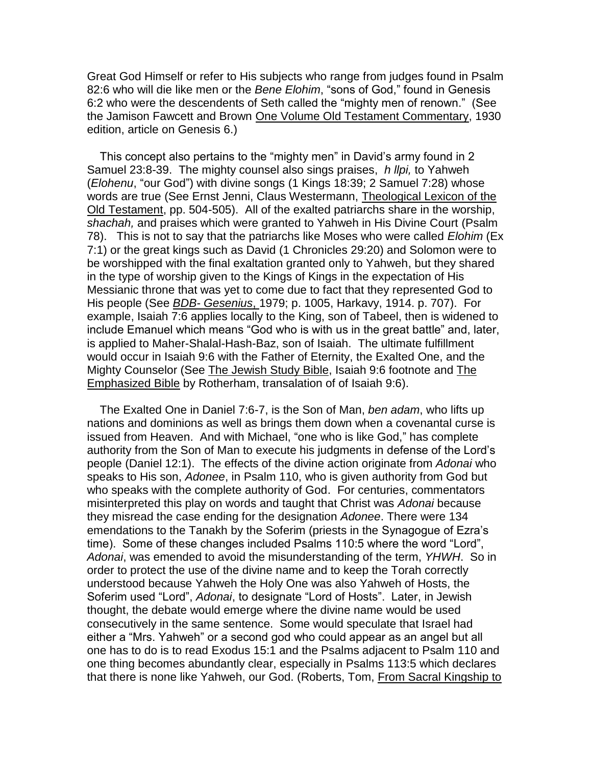Great God Himself or refer to His subjects who range from judges found in Psalm 82:6 who will die like men or the *Bene Elohim*, "sons of God," found in Genesis 6:2 who were the descendents of Seth called the "mighty men of renown." (See the Jamison Fawcett and Brown One Volume Old Testament Commentary, 1930 edition, article on Genesis 6.)

This concept also pertains to the "mighty men" in David's army found in 2 Samuel 23:8-39. The mighty counsel also sings praises, *h llpi,* to Yahweh (*Elohenu*, "our God") with divine songs (1 Kings 18:39; 2 Samuel 7:28) whose words are true (See Ernst Jenni, Claus Westermann, Theological Lexicon of the Old Testament, pp. 504-505). All of the exalted patriarchs share in the worship, *shachah,* and praises which were granted to Yahweh in His Divine Court (Psalm 78). This is not to say that the patriarchs like Moses who were called *Elohim* (Ex 7:1) or the great kings such as David (1 Chronicles 29:20) and Solomon were to be worshipped with the final exaltation granted only to Yahweh, but they shared in the type of worship given to the Kings of Kings in the expectation of His Messianic throne that was yet to come due to fact that they represented God to His people (See ***BDB- Gesenius,*** 1979; p. 1005, Harkavy, 1914. p. 707). For example, Isaiah 7:6 applies locally to the King, son of Tabeel, then is widened to include Emanuel which means "God who is with us in the great battle" and, later, is applied to Maher-Shalal-Hash-Baz, son of Isaiah. The ultimate fulfillment would occur in Isaiah 9:6 with the Father of Eternity, the Exalted One, and the Mighty Counselor (See The Jewish Study Bible, Isaiah 9:6 footnote and The Emphasized Bible by Rotherham, transalation of of Isaiah 9:6).

The Exalted One in Daniel 7:6-7, is the Son of Man, *ben adam*, who lifts up nations and dominions as well as brings them down when a covenantal curse is issued from Heaven. And with Michael, "one who is like God," has complete authority from the Son of Man to execute his judgments in defense of the Lord's people (Daniel 12:1). The effects of the divine action originate from *Adonai* who speaks to His son, *Adonee*, in Psalm 110, who is given authority from God but who speaks with the complete authority of God. For centuries, commentators misinterpreted this play on words and taught that Christ was *Adonai* because they misread the case ending for the designation *Adonee*. There were 134 emendations to the Tanakh by the Soferim (priests in the Synagogue of Ezra's time). Some of these changes included Psalms 110:5 where the word "Lord", *Adonai*, was emended to avoid the misunderstanding of the term, *YHWH*. So in order to protect the use of the divine name and to keep the Torah correctly understood because Yahweh the Holy One was also Yahweh of Hosts, the Soferim used "Lord", *Adonai*, to designate "Lord of Hosts". Later, in Jewish thought, the debate would emerge where the divine name would be used consecutively in the same sentence. Some would speculate that Israel had either a "Mrs. Yahweh" or a second god who could appear as an angel but all one has to do is to read Exodus 15:1 and the Psalms adjacent to Psalm 110 and one thing becomes abundantly clear, especially in Psalms 113:5 which declares that there is none like Yahweh, our God. (Roberts, Tom, From Sacral Kingship to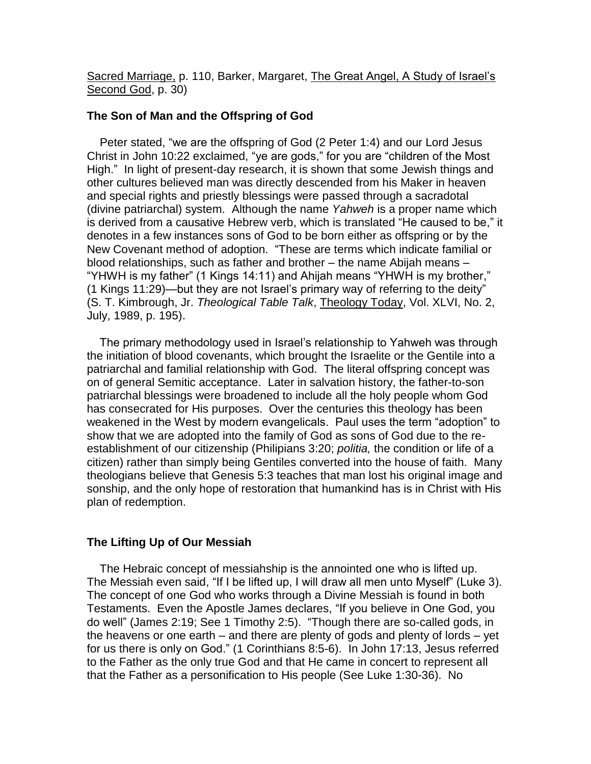Sacred Marriage, p. 110, Barker, Margaret, The Great Angel, A Study of Israel's Second God, p. 30)

**The Son of Man and the Offspring of God**

Peter stated, "we are the offspring of God (2 Peter 1:4) and our Lord Jesus Christ in John 10:22 exclaimed, "ye are gods," for you are "children of the Most High." In light of present-day research, it is shown that some Jewish things and other cultures believed man was directly descended from his Maker in heaven and special rights and priestly blessings were passed through a sacradotal (divine patriarchal) system. Although the name *Yahweh* is a proper name which is derived from a causative Hebrew verb, which is translated "He caused to be," it denotes in a few instances sons of God to be born either as offspring or by the New Covenant method of adoption. "These are terms which indicate familial or blood relationships, such as father and brother – the name Abijah means – "YHWH is my father" (1 Kings 14:11) and Ahijah means "YHWH is my brother," (1 Kings 11:29)—but they are not Israel's primary way of referring to the deity" (S. T. Kimbrough, Jr. *Theological Table Talk*, Theology Today, Vol. XLVI, No. 2, July, 1989, p. 195).

The primary methodology used in Israel's relationship to Yahweh was through the initiation of blood covenants, which brought the Israelite or the Gentile into a patriarchal and familial relationship with God. The literal offspring concept was on of general Semitic acceptance. Later in salvation history, the father-to-son patriarchal blessings were broadened to include all the holy people whom God has consecrated for His purposes. Over the centuries this theology has been weakened in the West by modern evangelicals. Paul uses the term "adoption" to show that we are adopted into the family of God as sons of God due to the re-establishment of our citizenship (Philipians 3:20; *politia,* the condition or life of a citizen) rather than simply being Gentiles converted into the house of faith. Many theologians believe that Genesis 5:3 teaches that man lost his original image and sonship, and the only hope of restoration that humankind has is in Christ with His plan of redemption.

**The Lifting Up of Our Messiah**

The Hebraic concept of messiahship is the annointed one who is lifted up. The Messiah even said, "If I be lifted up, I will draw all men unto Myself" (Luke 3). The concept of one God who works through a Divine Messiah is found in both Testaments. Even the Apostle James declares, "If you believe in One God, you do well" (James 2:19; See 1 Timothy 2:5). "Though there are so-called gods, in the heavens or one earth – and there are plenty of gods and plenty of lords – yet for us there is only on God." (1 Corinthians 8:5-6). In John 17:13, Jesus referred to the Father as the only true God and that He came in concert to represent all that the Father as a personification to His people (See Luke 1:30-36). No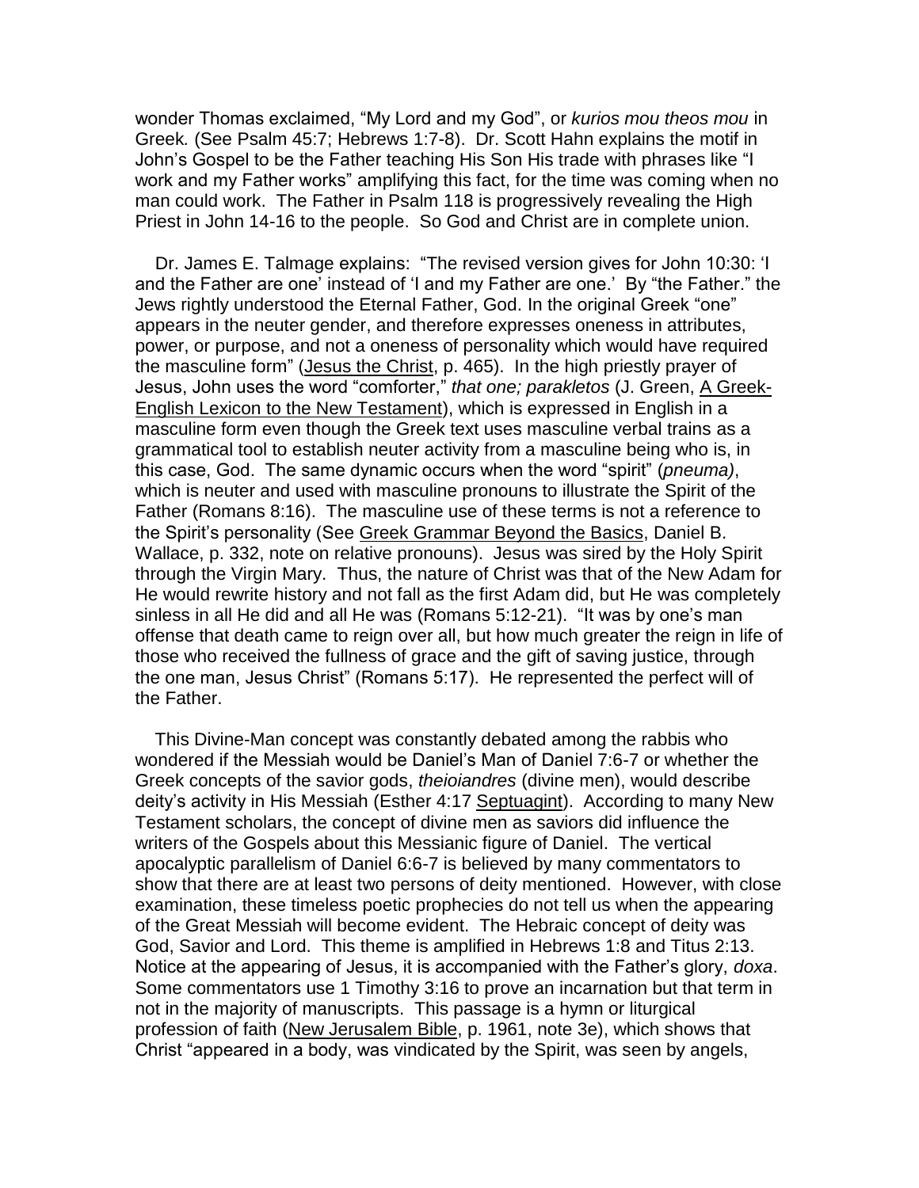wonder Thomas exclaimed, "My Lord and my God", or *kurios mou theos mou* in Greek. (See Psalm 45:7; Hebrews 1:7-8). Dr. Scott Hahn explains the motif in John's Gospel to be the Father teaching His Son His trade with phrases like "I work and my Father works" amplifying this fact, for the time was coming when no man could work. The Father in Psalm 118 is progressively revealing the High Priest in John 14-16 to the people. So God and Christ are in complete union.

Dr. James E. Talmage explains: "The revised version gives for John 10:30: 'I and the Father are one' instead of 'I and my Father are one.' By "the Father." the Jews rightly understood the Eternal Father, God. In the original Greek "one" appears in the neuter gender, and therefore expresses oneness in attributes, power, or purpose, and not a oneness of personality which would have required the masculine form" (Jesus the Christ, p. 465). In the high priestly prayer of Jesus, John uses the word "comforter," *that one; parakletos* (J. Green, A Greek-English Lexicon to the New Testament), which is expressed in English in a masculine form even though the Greek text uses masculine verbal trains as a grammatical tool to establish neuter activity from a masculine being who is, in this case, God. The same dynamic occurs when the word "spirit" (*pneuma)*, which is neuter and used with masculine pronouns to illustrate the Spirit of the Father (Romans 8:16). The masculine use of these terms is not a reference to the Spirit's personality (See Greek Grammar Beyond the Basics, Daniel B. Wallace, p. 332, note on relative pronouns). Jesus was sired by the Holy Spirit through the Virgin Mary. Thus, the nature of Christ was that of the New Adam for He would rewrite history and not fall as the first Adam did, but He was completely sinless in all He did and all He was (Romans 5:12-21). "It was by one's man offense that death came to reign over all, but how much greater the reign in life of those who received the fullness of grace and the gift of saving justice, through the one man, Jesus Christ" (Romans 5:17). He represented the perfect will of the Father.

This Divine-Man concept was constantly debated among the rabbis who wondered if the Messiah would be Daniel's Man of Daniel 7:6-7 or whether the Greek concepts of the savior gods, *theioiandres* (divine men), would describe deity's activity in His Messiah (Esther 4:17 Septuagint). According to many New Testament scholars, the concept of divine men as saviors did influence the writers of the Gospels about this Messianic figure of Daniel. The vertical apocalyptic parallelism of Daniel 6:6-7 is believed by many commentators to show that there are at least two persons of deity mentioned. However, with close examination, these timeless poetic prophecies do not tell us when the appearing of the Great Messiah will become evident. The Hebraic concept of deity was God, Savior and Lord. This theme is amplified in Hebrews 1:8 and Titus 2:13. Notice at the appearing of Jesus, it is accompanied with the Father's glory, *doxa*. Some commentators use 1 Timothy 3:16 to prove an incarnation but that term in not in the majority of manuscripts. This passage is a hymn or liturgical profession of faith (New Jerusalem Bible, p. 1961, note 3e), which shows that Christ "appeared in a body, was vindicated by the Spirit, was seen by angels,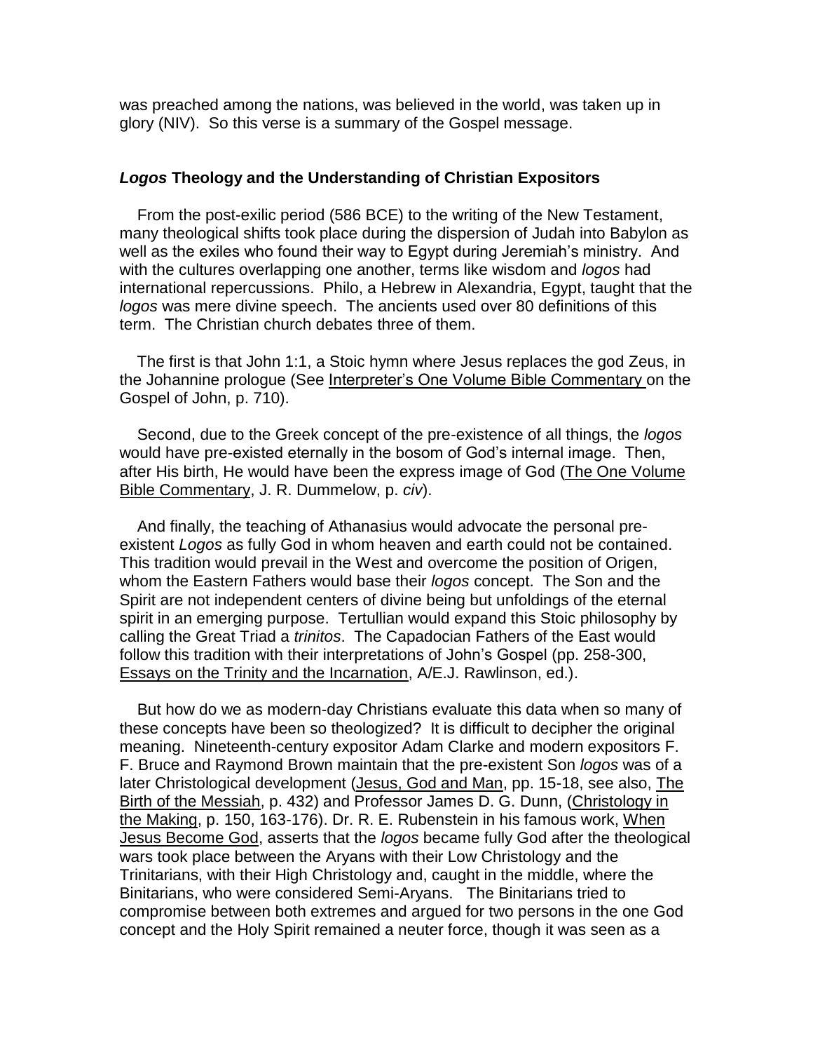was preached among the nations, was believed in the world, was taken up in glory (NIV). So this verse is a summary of the Gospel message.

### ***Logos*** **Theology and the Understanding of Christian Expositors**

From the post-exilic period (586 BCE) to the writing of the New Testament, many theological shifts took place during the dispersion of Judah into Babylon as well as the exiles who found their way to Egypt during Jeremiah's ministry. And with the cultures overlapping one another, terms like wisdom and *logos* had international repercussions. Philo, a Hebrew in Alexandria, Egypt, taught that the *logos* was mere divine speech. The ancients used over 80 definitions of this term. The Christian church debates three of them.

The first is that John 1:1, a Stoic hymn where Jesus replaces the god Zeus, in the Johannine prologue (See <u>Interpreter's One Volume Bible Commentary</u> on the Gospel of John, p. 710).

Second, due to the Greek concept of the pre-existence of all things, the *logos* would have pre-existed eternally in the bosom of God's internal image. Then, after His birth, He would have been the express image of God (<u>The One Volume Bible Commentary</u>, J. R. Dummelow, p. *civ*).

And finally, the teaching of Athanasius would advocate the personal pre-existent *Logos* as fully God in whom heaven and earth could not be contained. This tradition would prevail in the West and overcome the position of Origen, whom the Eastern Fathers would base their *logos* concept. The Son and the Spirit are not independent centers of divine being but unfoldings of the eternal spirit in an emerging purpose. Tertullian would expand this Stoic philosophy by calling the Great Triad a *trinitos*. The Capadocian Fathers of the East would follow this tradition with their interpretations of John's Gospel (pp. 258-300, <u>Essays on the Trinity and the Incarnation</u>, A/E.J. Rawlinson, ed.).

But how do we as modern-day Christians evaluate this data when so many of these concepts have been so theologized? It is difficult to decipher the original meaning. Nineteenth-century expositor Adam Clarke and modern expositors F. F. Bruce and Raymond Brown maintain that the pre-existent Son *logos* was of a later Christological development (<u>Jesus, God and Man</u>, pp. 15-18, see also, <u>The Birth of the Messiah</u>, p. 432) and Professor James D. G. Dunn, (<u>Christology in the Making</u>, p. 150, 163-176). Dr. R. E. Rubenstein in his famous work, <u>When Jesus Become God</u>, asserts that the *logos* became fully God after the theological wars took place between the Aryans with their Low Christology and the Trinitarians, with their High Christology and, caught in the middle, where the Binitarians, who were considered Semi-Aryans. The Binitarians tried to compromise between both extremes and argued for two persons in the one God concept and the Holy Spirit remained a neuter force, though it was seen as a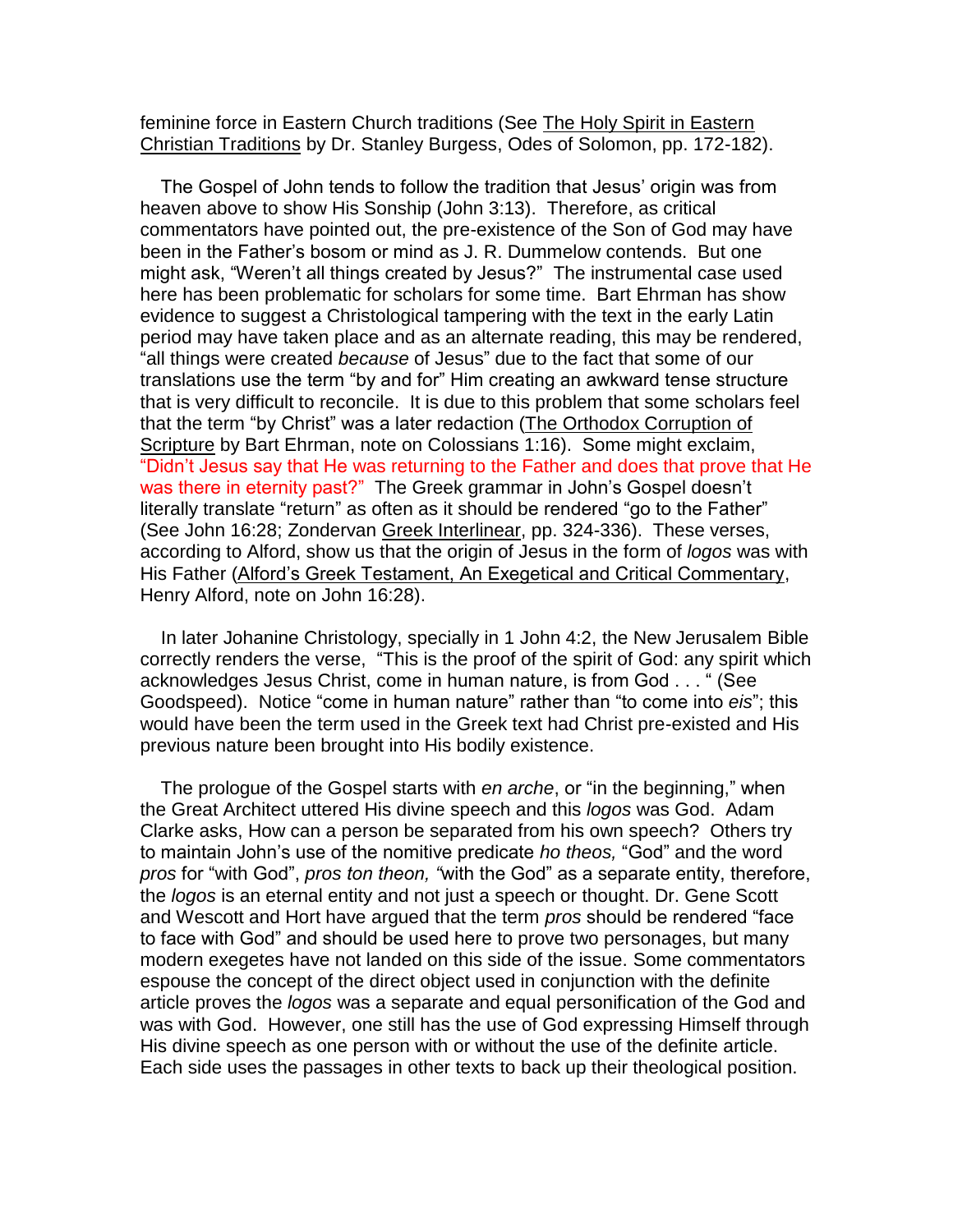feminine force in Eastern Church traditions (See The Holy Spirit in Eastern Christian Traditions by Dr. Stanley Burgess, Odes of Solomon, pp. 172-182).

The Gospel of John tends to follow the tradition that Jesus' origin was from heaven above to show His Sonship (John 3:13). Therefore, as critical commentators have pointed out, the pre-existence of the Son of God may have been in the Father's bosom or mind as J. R. Dummelow contends. But one might ask, "Weren't all things created by Jesus?" The instrumental case used here has been problematic for scholars for some time. Bart Ehrman has show evidence to suggest a Christological tampering with the text in the early Latin period may have taken place and as an alternate reading, this may be rendered, "all things were created *because* of Jesus" due to the fact that some of our translations use the term "by and for" Him creating an awkward tense structure that is very difficult to reconcile. It is due to this problem that some scholars feel that the term "by Christ" was a later redaction (The Orthodox Corruption of Scripture by Bart Ehrman, note on Colossians 1:16). Some might exclaim, "Didn't Jesus say that He was returning to the Father and does that prove that He was there in eternity past?" The Greek grammar in John's Gospel doesn't literally translate "return" as often as it should be rendered "go to the Father" (See John 16:28; Zondervan Greek Interlinear, pp. 324-336). These verses, according to Alford, show us that the origin of Jesus in the form of *logos* was with His Father (Alford's Greek Testament, An Exegetical and Critical Commentary, Henry Alford, note on John 16:28).

In later Johanine Christology, specially in 1 John 4:2, the New Jerusalem Bible correctly renders the verse, "This is the proof of the spirit of God: any spirit which acknowledges Jesus Christ, come in human nature, is from God . . . " (See Goodspeed). Notice "come in human nature" rather than "to come into *eis*"; this would have been the term used in the Greek text had Christ pre-existed and His previous nature been brought into His bodily existence.

The prologue of the Gospel starts with *en arche*, or "in the beginning," when the Great Architect uttered His divine speech and this *logos* was God. Adam Clarke asks, How can a person be separated from his own speech? Others try to maintain John's use of the nomitive predicate *ho theos,* "God" and the word *pros* for "with God", *pros ton theon,* "with the God" as a separate entity, therefore, the *logos* is an eternal entity and not just a speech or thought. Dr. Gene Scott and Wescott and Hort have argued that the term *pros* should be rendered "face to face with God" and should be used here to prove two personages, but many modern exegetes have not landed on this side of the issue. Some commentators espouse the concept of the direct object used in conjunction with the definite article proves the *logos* was a separate and equal personification of the God and was with God. However, one still has the use of God expressing Himself through His divine speech as one person with or without the use of the definite article. Each side uses the passages in other texts to back up their theological position.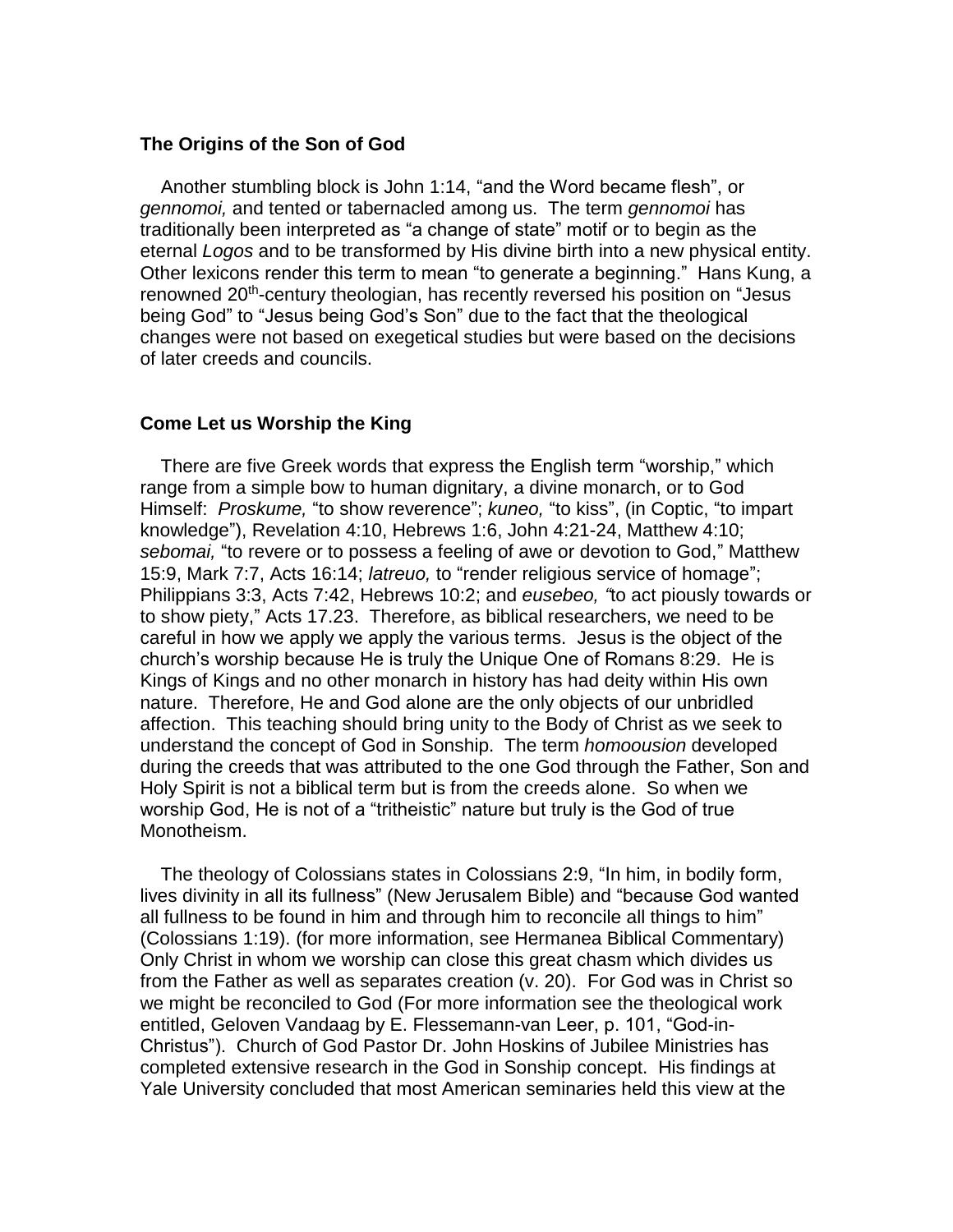### The Origins of the Son of God

Another stumbling block is John 1:14, "and the Word became flesh", or *gennomoi,* and tented or tabernacled among us. The term *gennomoi* has traditionally been interpreted as "a change of state" motif or to begin as the eternal *Logos* and to be transformed by His divine birth into a new physical entity. Other lexicons render this term to mean "to generate a beginning." Hans Kung, a renowned 20th-century theologian, has recently reversed his position on "Jesus being God" to "Jesus being God's Son" due to the fact that the theological changes were not based on exegetical studies but were based on the decisions of later creeds and councils.

### Come Let us Worship the King

There are five Greek words that express the English term "worship," which range from a simple bow to human dignitary, a divine monarch, or to God Himself: *Proskume,* "to show reverence"; *kuneo,* "to kiss", (in Coptic, "to impart knowledge"), Revelation 4:10, Hebrews 1:6, John 4:21-24, Matthew 4:10; *sebomai,* "to revere or to possess a feeling of awe or devotion to God," Matthew 15:9, Mark 7:7, Acts 16:14; *latreuo,* to "render religious service of homage"; Philippians 3:3, Acts 7:42, Hebrews 10:2; and *eusebeo, "*to act piously towards or to show piety," Acts 17.23. Therefore, as biblical researchers, we need to be careful in how we apply we apply the various terms. Jesus is the object of the church's worship because He is truly the Unique One of Romans 8:29. He is Kings of Kings and no other monarch in history has had deity within His own nature. Therefore, He and God alone are the only objects of our unbridled affection. This teaching should bring unity to the Body of Christ as we seek to understand the concept of God in Sonship. The term *homoousion* developed during the creeds that was attributed to the one God through the Father, Son and Holy Spirit is not a biblical term but is from the creeds alone. So when we worship God, He is not of a "tritheistic" nature but truly is the God of true Monotheism.

The theology of Colossians states in Colossians 2:9, "In him, in bodily form, lives divinity in all its fullness" (New Jerusalem Bible) and "because God wanted all fullness to be found in him and through him to reconcile all things to him" (Colossians 1:19). (for more information, see Hermanea Biblical Commentary) Only Christ in whom we worship can close this great chasm which divides us from the Father as well as separates creation (v. 20). For God was in Christ so we might be reconciled to God (For more information see the theological work entitled, Geloven Vandaag by E. Flessemann-van Leer, p. 101, "God-in-Christus"). Church of God Pastor Dr. John Hoskins of Jubilee Ministries has completed extensive research in the God in Sonship concept. His findings at Yale University concluded that most American seminaries held this view at the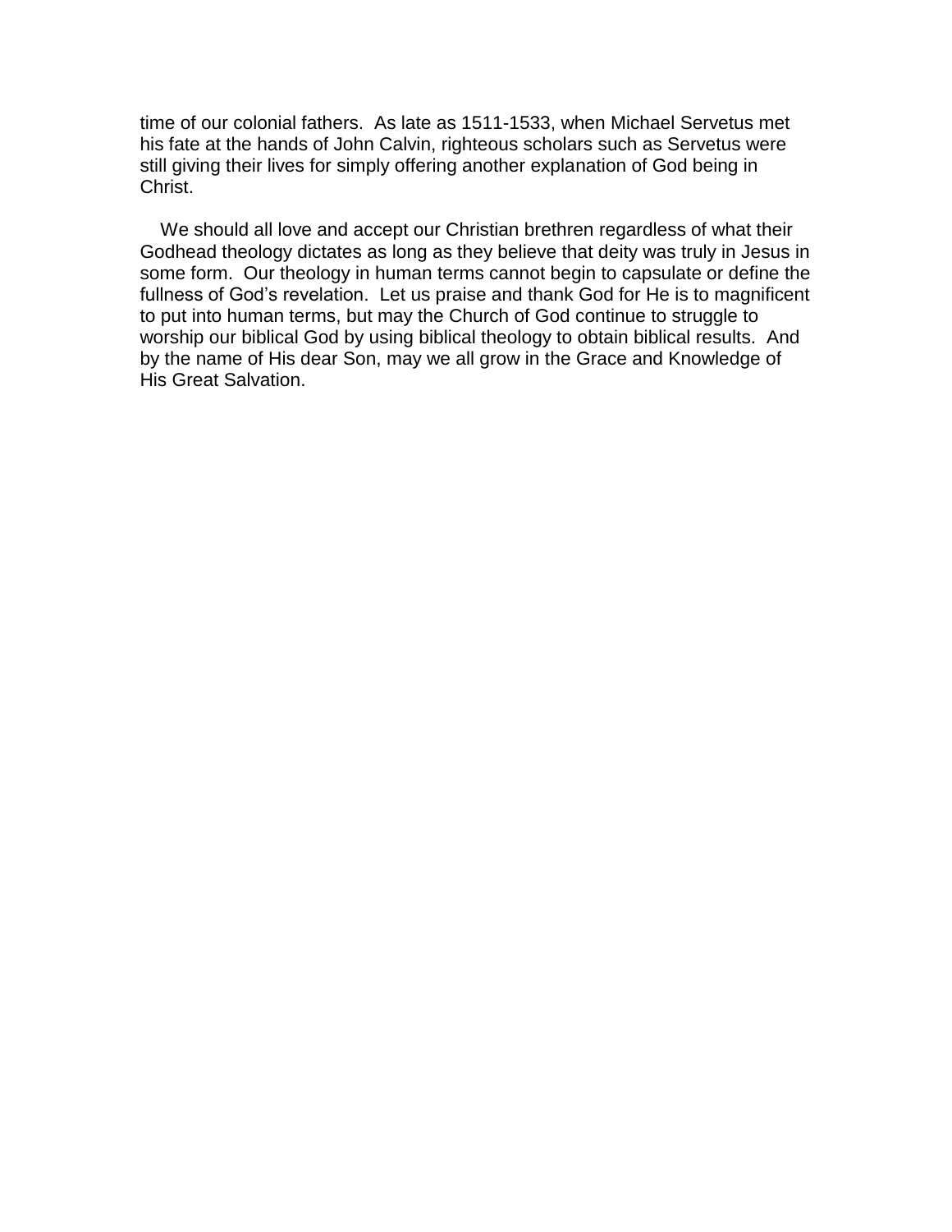time of our colonial fathers.  As late as 1511-1533, when Michael Servetus met his fate at the hands of John Calvin, righteous scholars such as Servetus were still giving their lives for simply offering another explanation of God being in Christ.

We should all love and accept our Christian brethren regardless of what their Godhead theology dictates as long as they believe that deity was truly in Jesus in some form.  Our theology in human terms cannot begin to capsulate or define the fullness of God's revelation.  Let us praise and thank God for He is to magnificent to put into human terms, but may the Church of God continue to struggle to worship our biblical God by using biblical theology to obtain biblical results.  And by the name of His dear Son, may we all grow in the Grace and Knowledge of His Great Salvation.